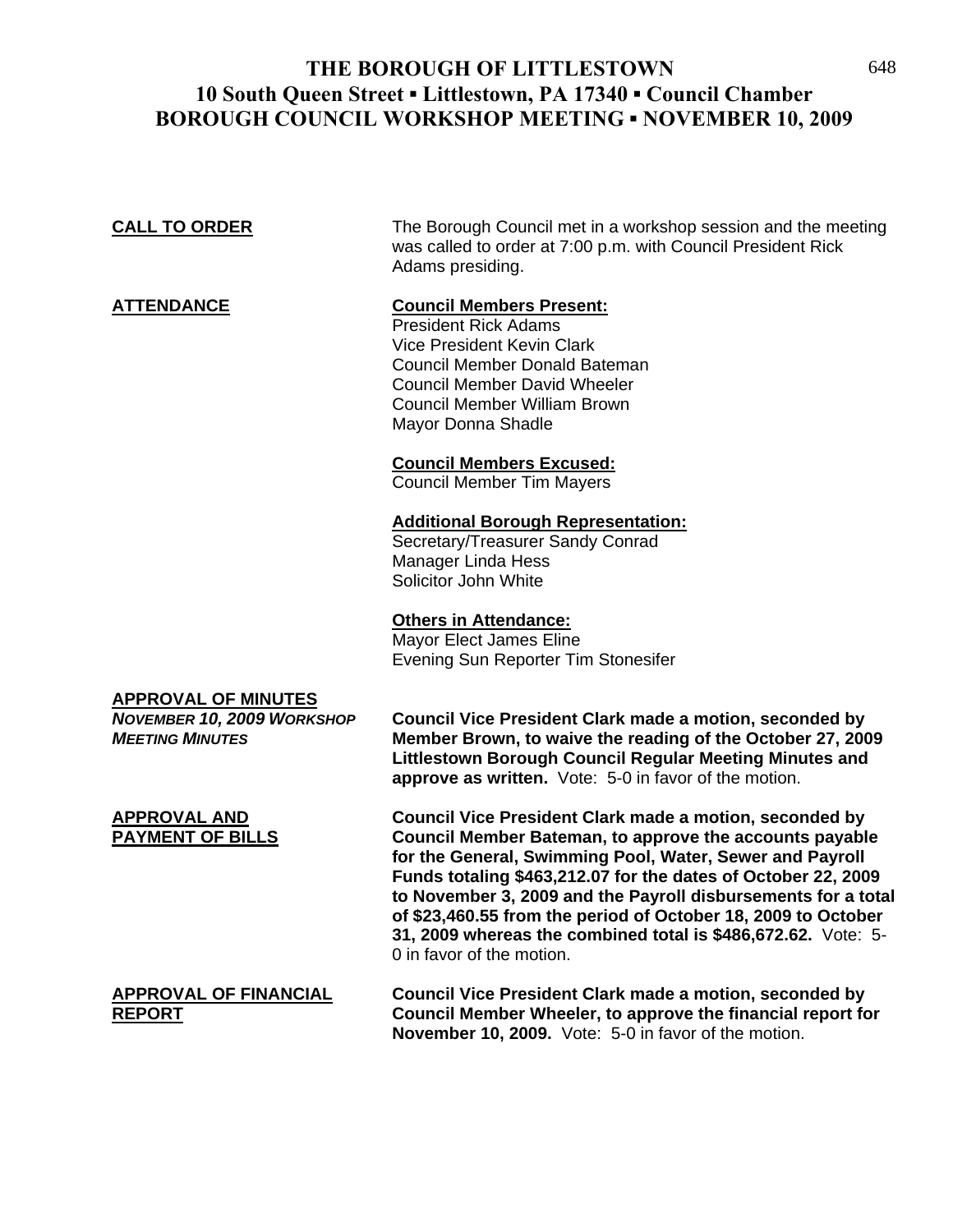# THE BOROUGH OF LITTLESTOWN
## 10 South Queen Street ▪ Littlestown, PA 17340 ▪ Council Chamber
## BOROUGH COUNCIL WORKSHOP MEETING ▪ NOVEMBER 10, 2009

**CALL TO ORDER**

The Borough Council met in a workshop session and the meeting was called to order at 7:00 p.m. with Council President Rick Adams presiding.

**ATTENDANCE**

**Council Members Present:**
President Rick Adams
Vice President Kevin Clark
Council Member Donald Bateman
Council Member David Wheeler
Council Member William Brown
Mayor Donna Shadle

**Council Members Excused:**
Council Member Tim Mayers

**Additional Borough Representation:**
Secretary/Treasurer Sandy Conrad
Manager Linda Hess
Solicitor John White

**Others in Attendance:**
Mayor Elect James Eline
Evening Sun Reporter Tim Stonesifer

**APPROVAL OF MINUTES**
***NOVEMBER 10, 2009 WORKSHOP MEETING MINUTES***

**Council Vice President Clark made a motion, seconded by Member Brown, to waive the reading of the October 27, 2009 Littlestown Borough Council Regular Meeting Minutes and approve as written.** Vote: 5-0 in favor of the motion.

**APPROVAL AND PAYMENT OF BILLS**

**Council Vice President Clark made a motion, seconded by Council Member Bateman, to approve the accounts payable for the General, Swimming Pool, Water, Sewer and Payroll Funds totaling $463,212.07 for the dates of October 22, 2009 to November 3, 2009 and the Payroll disbursements for a total of $23,460.55 from the period of October 18, 2009 to October 31, 2009 whereas the combined total is $486,672.62.** Vote: 5-0 in favor of the motion.

**APPROVAL OF FINANCIAL REPORT**

**Council Vice President Clark made a motion, seconded by Council Member Wheeler, to approve the financial report for November 10, 2009.** Vote: 5-0 in favor of the motion.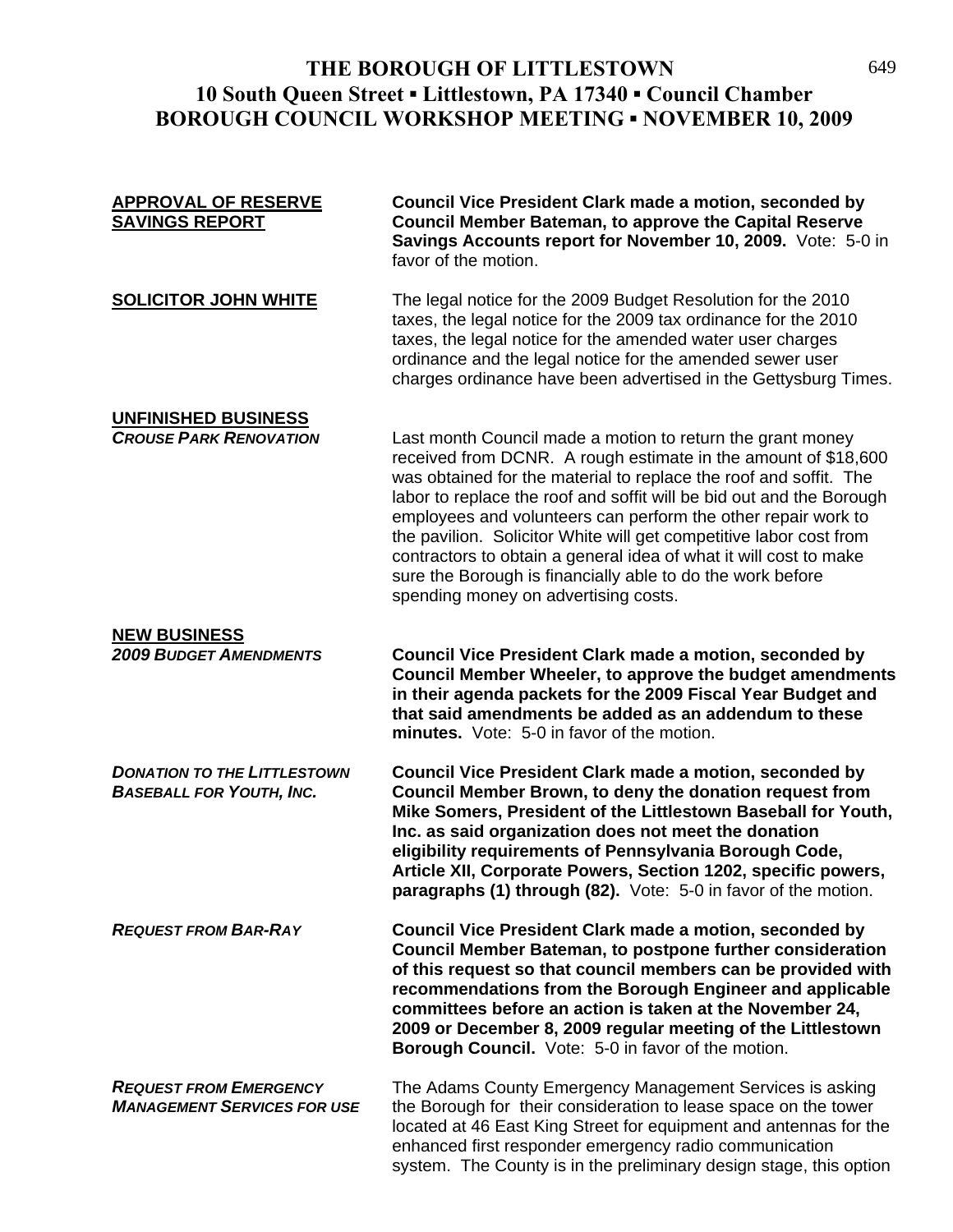# THE BOROUGH OF LITTLESTOWN
## 10 South Queen Street ▪ Littlestown, PA 17340 ▪ Council Chamber
## BOROUGH COUNCIL WORKSHOP MEETING ▪ NOVEMBER 10, 2009

**APPROVAL OF RESERVE SAVINGS REPORT**

**Council Vice President Clark made a motion, seconded by Council Member Bateman, to approve the Capital Reserve Savings Accounts report for November 10, 2009.** Vote: 5-0 in favor of the motion.

**SOLICITOR JOHN WHITE**

The legal notice for the 2009 Budget Resolution for the 2010 taxes, the legal notice for the 2009 tax ordinance for the 2010 taxes, the legal notice for the amended water user charges ordinance and the legal notice for the amended sewer user charges ordinance have been advertised in the Gettysburg Times.

**UNFINISHED BUSINESS**

***CROUSE PARK RENOVATION***

Last month Council made a motion to return the grant money received from DCNR. A rough estimate in the amount of $18,600 was obtained for the material to replace the roof and soffit. The labor to replace the roof and soffit will be bid out and the Borough employees and volunteers can perform the other repair work to the pavilion. Solicitor White will get competitive labor cost from contractors to obtain a general idea of what it will cost to make sure the Borough is financially able to do the work before spending money on advertising costs.

**NEW BUSINESS**

***2009 BUDGET AMENDMENTS***

**Council Vice President Clark made a motion, seconded by Council Member Wheeler, to approve the budget amendments in their agenda packets for the 2009 Fiscal Year Budget and that said amendments be added as an addendum to these minutes.** Vote: 5-0 in favor of the motion.

***DONATION TO THE LITTLESTOWN BASEBALL FOR YOUTH, INC.***

**Council Vice President Clark made a motion, seconded by Council Member Brown, to deny the donation request from Mike Somers, President of the Littlestown Baseball for Youth, Inc. as said organization does not meet the donation eligibility requirements of Pennsylvania Borough Code, Article XII, Corporate Powers, Section 1202, specific powers, paragraphs (1) through (82).** Vote: 5-0 in favor of the motion.

***REQUEST FROM BAR-RAY***

**Council Vice President Clark made a motion, seconded by Council Member Bateman, to postpone further consideration of this request so that council members can be provided with recommendations from the Borough Engineer and applicable committees before an action is taken at the November 24, 2009 or December 8, 2009 regular meeting of the Littlestown Borough Council.** Vote: 5-0 in favor of the motion.

***REQUEST FROM EMERGENCY MANAGEMENT SERVICES FOR USE***

The Adams County Emergency Management Services is asking the Borough for their consideration to lease space on the tower located at 46 East King Street for equipment and antennas for the enhanced first responder emergency radio communication system. The County is in the preliminary design stage, this option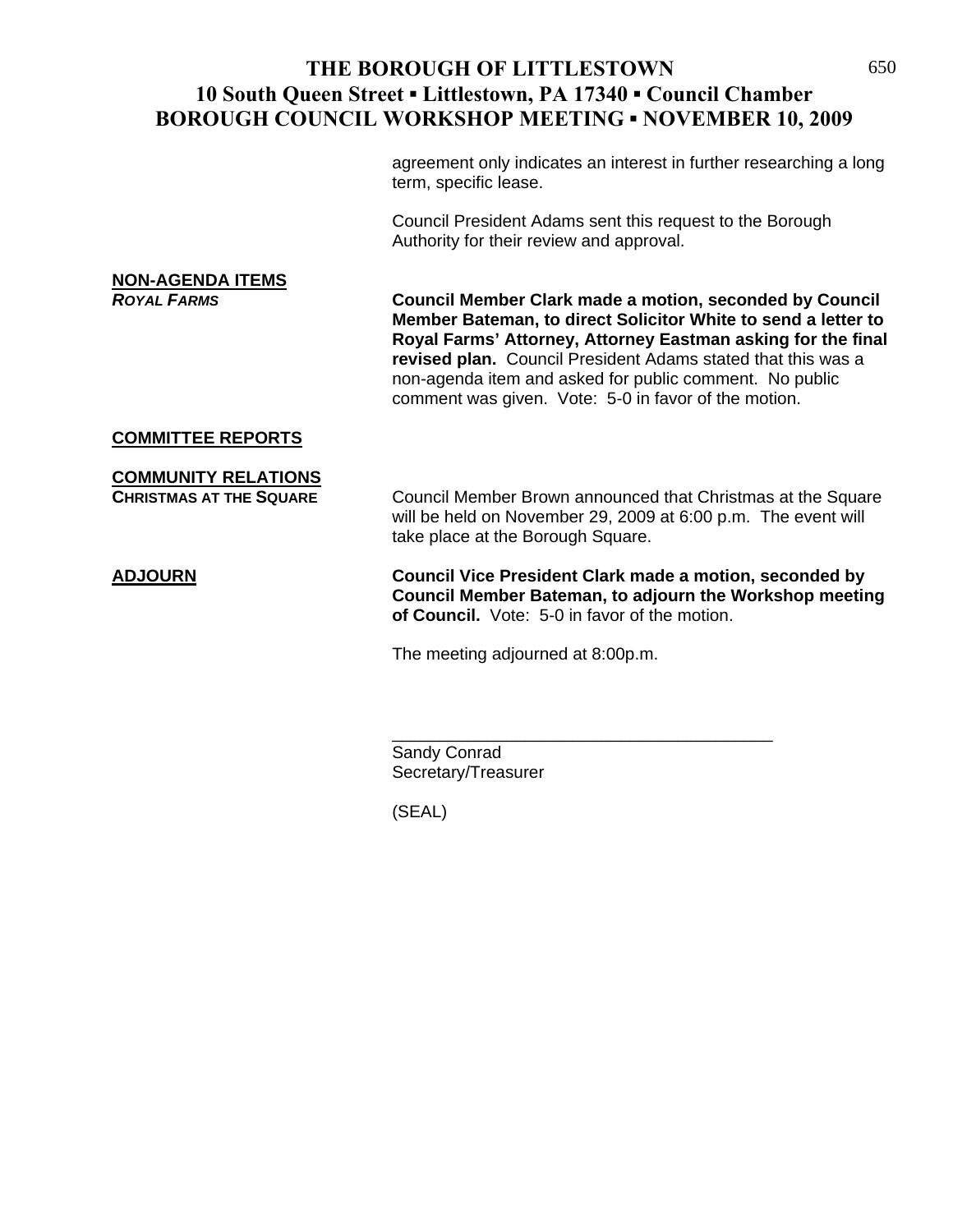agreement only indicates an interest in further researching a long term, specific lease.

Council President Adams sent this request to the Borough Authority for their review and approval.

## NON-AGENDA ITEMS

***ROYAL FARMS***

**Council Member Clark made a motion, seconded by Council Member Bateman, to direct Solicitor White to send a letter to Royal Farms' Attorney, Attorney Eastman asking for the final revised plan.** Council President Adams stated that this was a non-agenda item and asked for public comment. No public comment was given. Vote: 5-0 in favor of the motion.

## COMMITTEE REPORTS

## COMMUNITY RELATIONS

**CHRISTMAS AT THE SQUARE**

Council Member Brown announced that Christmas at the Square will be held on November 29, 2009 at 6:00 p.m. The event will take place at the Borough Square.

## ADJOURN

**Council Vice President Clark made a motion, seconded by Council Member Bateman, to adjourn the Workshop meeting of Council.** Vote: 5-0 in favor of the motion.

The meeting adjourned at 8:00p.m.

\_\_\_\_\_\_\_\_\_\_\_\_\_\_\_\_\_\_\_\_\_\_\_\_\_\_\_\_\_\_\_\_\_\_\_\_\_\_\_\_

Sandy Conrad
Secretary/Treasurer

(SEAL)